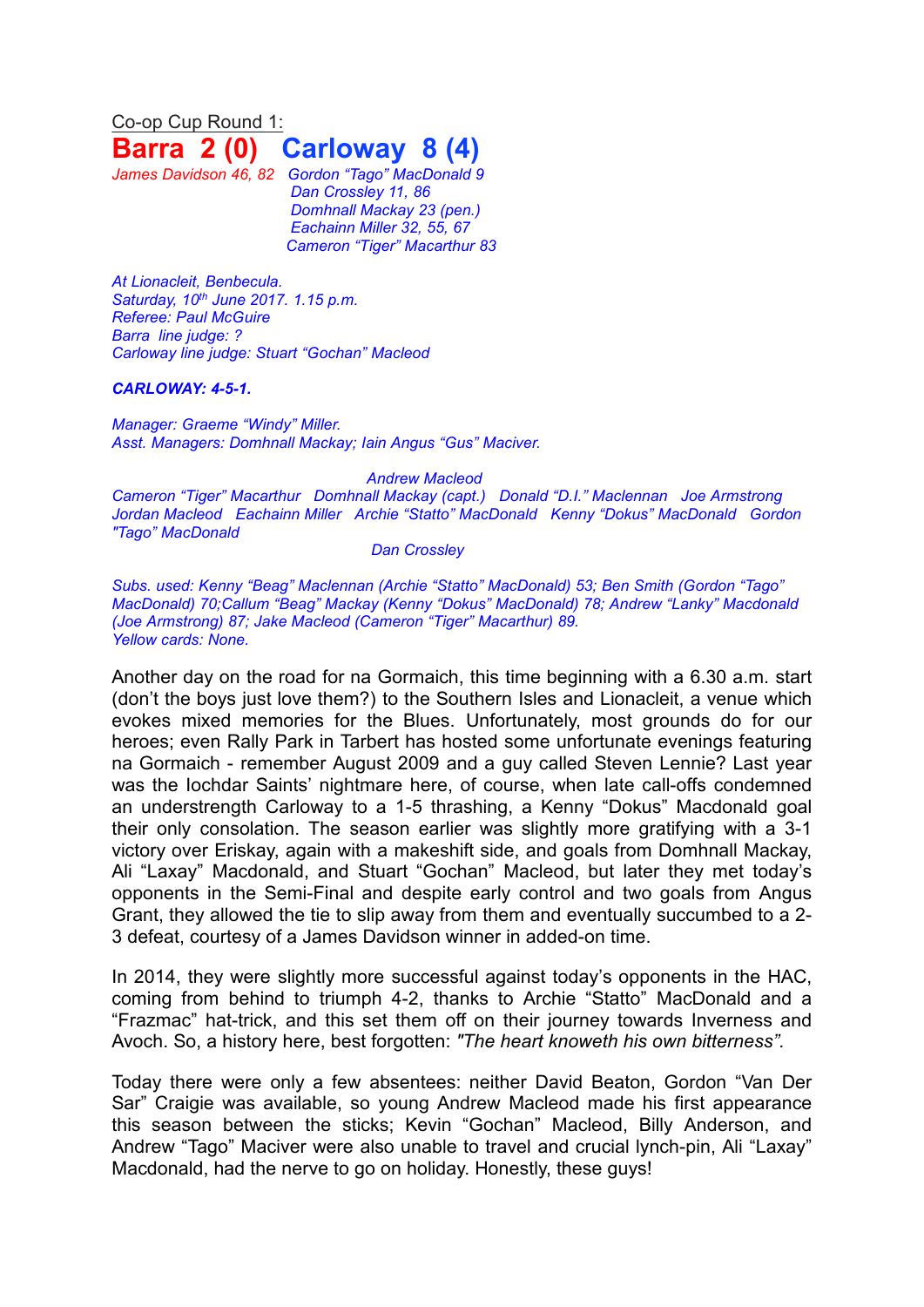Co-op Cup Round 1:

# Barra 2 (0) Carloway 8 (4)

*James Davidson 46, 82* *Gordon "Tago" MacDonald 9*
*Dan Crossley 11, 86*
*Domhnall Mackay 23 (pen.)*
*Eachainn Miller 32, 55, 67*
*Cameron "Tiger" Macarthur 83*

*At Lionacleit, Benbecula.*
*Saturday, 10th June 2017. 1.15 p.m.*
*Referee: Paul McGuire*
*Barra line judge: ?*
*Carloway line judge: Stuart "Gochan" Macleod*

***CARLOWAY: 4-5-1.***

*Manager: Graeme "Windy" Miller.*
*Asst. Managers: Domhnall Mackay; Iain Angus "Gus" Maciver.*

*Andrew Macleod*
*Cameron "Tiger" Macarthur Domhnall Mackay (capt.) Donald "D.I." Maclennan Joe Armstrong*
*Jordan Macleod Eachainn Miller Archie "Statto" MacDonald Kenny "Dokus" MacDonald Gordon "Tago" MacDonald*
*Dan Crossley*

*Subs. used: Kenny "Beag" Maclennan (Archie "Statto" MacDonald) 53; Ben Smith (Gordon "Tago" MacDonald) 70;Callum "Beag" Mackay (Kenny "Dokus" MacDonald) 78; Andrew "Lanky" Macdonald (Joe Armstrong) 87; Jake Macleod (Cameron "Tiger" Macarthur) 89.*
*Yellow cards: None.*

Another day on the road for na Gormaich, this time beginning with a 6.30 a.m. start (don't the boys just love them?) to the Southern Isles and Lionacleit, a venue which evokes mixed memories for the Blues. Unfortunately, most grounds do for our heroes; even Rally Park in Tarbert has hosted some unfortunate evenings featuring na Gormaich - remember August 2009 and a guy called Steven Lennie? Last year was the Iochdar Saints' nightmare here, of course, when late call-offs condemned an understrength Carloway to a 1-5 thrashing, a Kenny "Dokus" Macdonald goal their only consolation. The season earlier was slightly more gratifying with a 3-1 victory over Eriskay, again with a makeshift side, and goals from Domhnall Mackay, Ali "Laxay" Macdonald, and Stuart "Gochan" Macleod, but later they met today's opponents in the Semi-Final and despite early control and two goals from Angus Grant, they allowed the tie to slip away from them and eventually succumbed to a 2-3 defeat, courtesy of a James Davidson winner in added-on time.

In 2014, they were slightly more successful against today's opponents in the HAC, coming from behind to triumph 4-2, thanks to Archie "Statto" MacDonald and a "Frazmac" hat-trick, and this set them off on their journey towards Inverness and Avoch. So, a history here, best forgotten: *"The heart knoweth his own bitterness".*

Today there were only a few absentees: neither David Beaton, Gordon "Van Der Sar" Craigie was available, so young Andrew Macleod made his first appearance this season between the sticks; Kevin "Gochan" Macleod, Billy Anderson, and Andrew "Tago" Maciver were also unable to travel and crucial lynch-pin, Ali "Laxay" Macdonald, had the nerve to go on holiday. Honestly, these guys!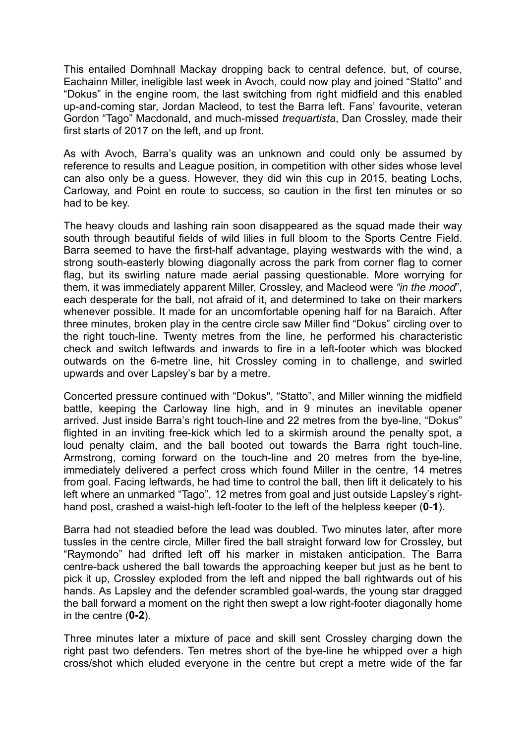This entailed Domhnall Mackay dropping back to central defence, but, of course, Eachainn Miller, ineligible last week in Avoch, could now play and joined "Statto" and "Dokus" in the engine room, the last switching from right midfield and this enabled up-and-coming star, Jordan Macleod, to test the Barra left. Fans' favourite, veteran Gordon "Tago" Macdonald, and much-missed *trequartista*, Dan Crossley, made their first starts of 2017 on the left, and up front.

As with Avoch, Barra's quality was an unknown and could only be assumed by reference to results and League position, in competition with other sides whose level can also only be a guess. However, they did win this cup in 2015, beating Lochs, Carloway, and Point en route to success, so caution in the first ten minutes or so had to be key.

The heavy clouds and lashing rain soon disappeared as the squad made their way south through beautiful fields of wild lilies in full bloom to the Sports Centre Field. Barra seemed to have the first-half advantage, playing westwards with the wind, a strong south-easterly blowing diagonally across the park from corner flag to corner flag, but its swirling nature made aerial passing questionable. More worrying for them, it was immediately apparent Miller, Crossley, and Macleod were *"in the mood*", each desperate for the ball, not afraid of it, and determined to take on their markers whenever possible. It made for an uncomfortable opening half for na Baraich. After three minutes, broken play in the centre circle saw Miller find "Dokus" circling over to the right touch-line. Twenty metres from the line, he performed his characteristic check and switch leftwards and inwards to fire in a left-footer which was blocked outwards on the 6-metre line, hit Crossley coming in to challenge, and swirled upwards and over Lapsley's bar by a metre.

Concerted pressure continued with "Dokus", "Statto", and Miller winning the midfield battle, keeping the Carloway line high, and in 9 minutes an inevitable opener arrived. Just inside Barra's right touch-line and 22 metres from the bye-line, "Dokus" flighted in an inviting free-kick which led to a skirmish around the penalty spot, a loud penalty claim, and the ball booted out towards the Barra right touch-line. Armstrong, coming forward on the touch-line and 20 metres from the bye-line, immediately delivered a perfect cross which found Miller in the centre, 14 metres from goal. Facing leftwards, he had time to control the ball, then lift it delicately to his left where an unmarked "Tago", 12 metres from goal and just outside Lapsley's right-hand post, crashed a waist-high left-footer to the left of the helpless keeper (**0-1**).

Barra had not steadied before the lead was doubled. Two minutes later, after more tussles in the centre circle, Miller fired the ball straight forward low for Crossley, but "Raymondo" had drifted left off his marker in mistaken anticipation. The Barra centre-back ushered the ball towards the approaching keeper but just as he bent to pick it up, Crossley exploded from the left and nipped the ball rightwards out of his hands. As Lapsley and the defender scrambled goal-wards, the young star dragged the ball forward a moment on the right then swept a low right-footer diagonally home in the centre (**0-2**).

Three minutes later a mixture of pace and skill sent Crossley charging down the right past two defenders. Ten metres short of the bye-line he whipped over a high cross/shot which eluded everyone in the centre but crept a metre wide of the far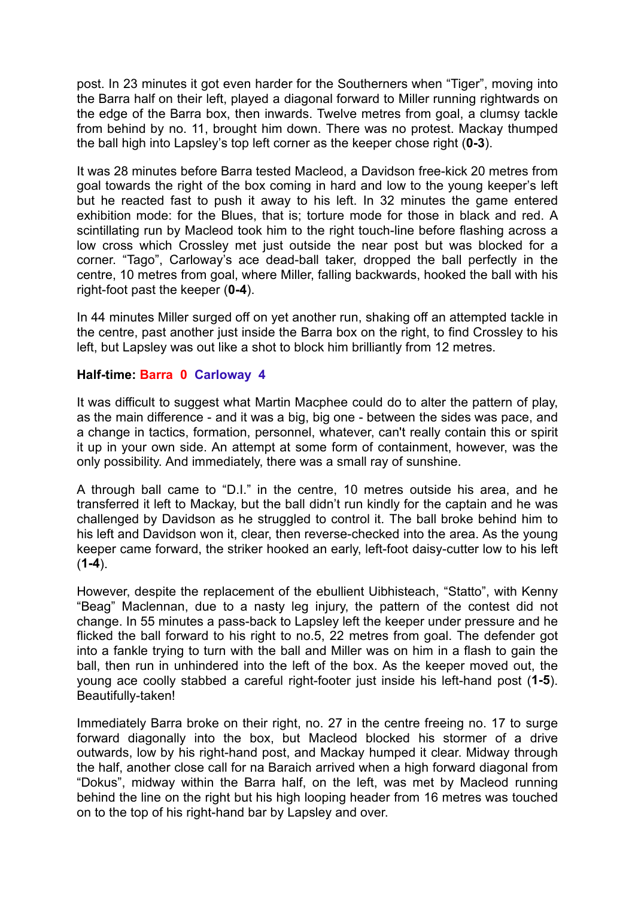post. In 23 minutes it got even harder for the Southerners when "Tiger", moving into the Barra half on their left, played a diagonal forward to Miller running rightwards on the edge of the Barra box, then inwards. Twelve metres from goal, a clumsy tackle from behind by no. 11, brought him down. There was no protest. Mackay thumped the ball high into Lapsley's top left corner as the keeper chose right (**0-3**).

It was 28 minutes before Barra tested Macleod, a Davidson free-kick 20 metres from goal towards the right of the box coming in hard and low to the young keeper's left but he reacted fast to push it away to his left. In 32 minutes the game entered exhibition mode: for the Blues, that is; torture mode for those in black and red. A scintillating run by Macleod took him to the right touch-line before flashing across a low cross which Crossley met just outside the near post but was blocked for a corner. "Tago", Carloway's ace dead-ball taker, dropped the ball perfectly in the centre, 10 metres from goal, where Miller, falling backwards, hooked the ball with his right-foot past the keeper (**0-4**).

In 44 minutes Miller surged off on yet another run, shaking off an attempted tackle in the centre, past another just inside the Barra box on the right, to find Crossley to his left, but Lapsley was out like a shot to block him brilliantly from 12 metres.

**Half-time: Barra 0 Carloway 4**

It was difficult to suggest what Martin Macphee could do to alter the pattern of play, as the main difference - and it was a big, big one - between the sides was pace, and a change in tactics, formation, personnel, whatever, can't really contain this or spirit it up in your own side. An attempt at some form of containment, however, was the only possibility. And immediately, there was a small ray of sunshine.

A through ball came to "D.I." in the centre, 10 metres outside his area, and he transferred it left to Mackay, but the ball didn't run kindly for the captain and he was challenged by Davidson as he struggled to control it. The ball broke behind him to his left and Davidson won it, clear, then reverse-checked into the area. As the young keeper came forward, the striker hooked an early, left-foot daisy-cutter low to his left (**1-4**).

However, despite the replacement of the ebullient Uibhisteach, "Statto", with Kenny "Beag" Maclennan, due to a nasty leg injury, the pattern of the contest did not change. In 55 minutes a pass-back to Lapsley left the keeper under pressure and he flicked the ball forward to his right to no.5, 22 metres from goal. The defender got into a fankle trying to turn with the ball and Miller was on him in a flash to gain the ball, then run in unhindered into the left of the box. As the keeper moved out, the young ace coolly stabbed a careful right-footer just inside his left-hand post (**1-5**). Beautifully-taken!

Immediately Barra broke on their right, no. 27 in the centre freeing no. 17 to surge forward diagonally into the box, but Macleod blocked his stormer of a drive outwards, low by his right-hand post, and Mackay humped it clear. Midway through the half, another close call for na Baraich arrived when a high forward diagonal from "Dokus", midway within the Barra half, on the left, was met by Macleod running behind the line on the right but his high looping header from 16 metres was touched on to the top of his right-hand bar by Lapsley and over.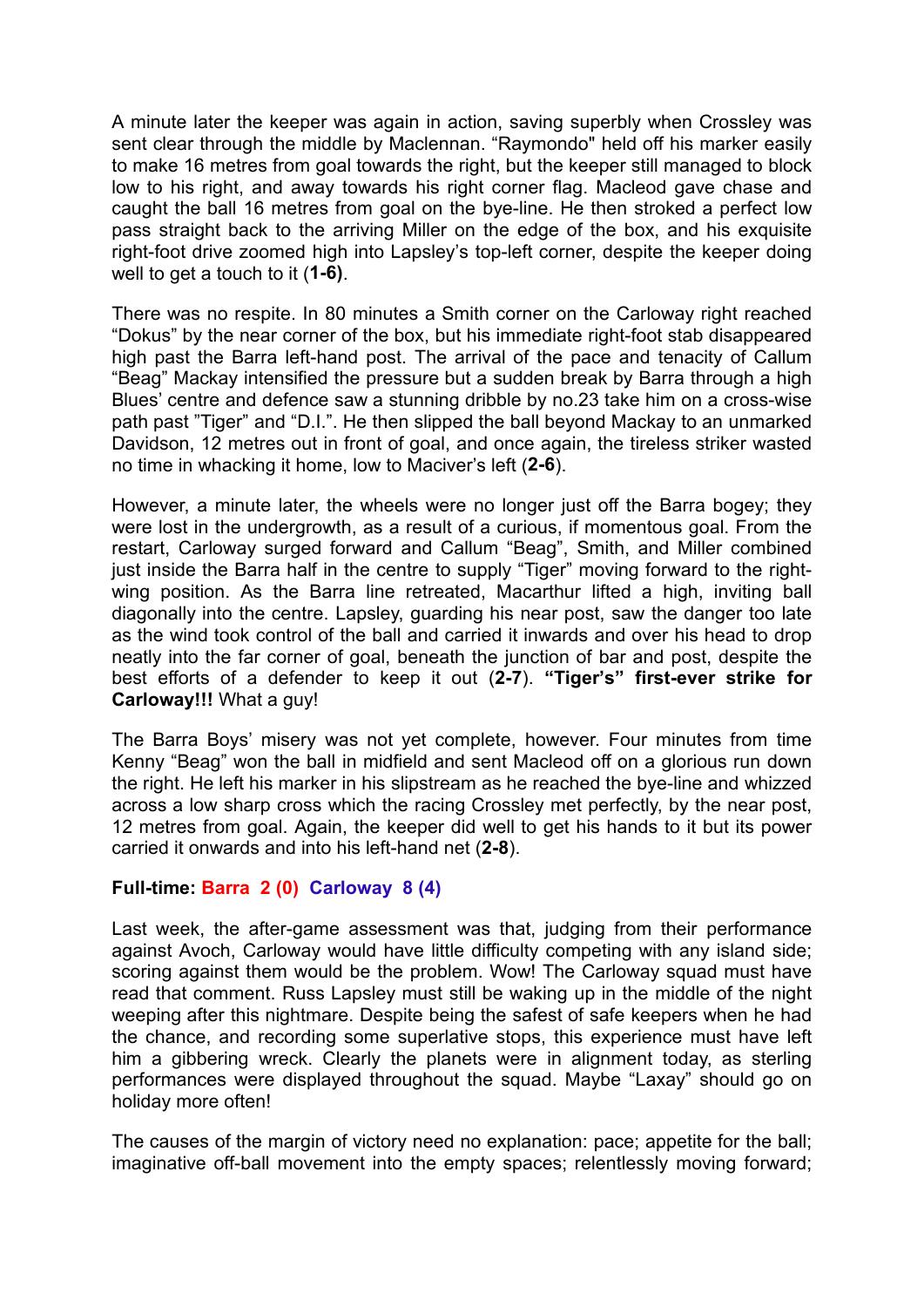A minute later the keeper was again in action, saving superbly when Crossley was sent clear through the middle by Maclennan. "Raymondo" held off his marker easily to make 16 metres from goal towards the right, but the keeper still managed to block low to his right, and away towards his right corner flag. Macleod gave chase and caught the ball 16 metres from goal on the bye-line. He then stroked a perfect low pass straight back to the arriving Miller on the edge of the box, and his exquisite right-foot drive zoomed high into Lapsley's top-left corner, despite the keeper doing well to get a touch to it (**1-6)**.

There was no respite. In 80 minutes a Smith corner on the Carloway right reached "Dokus" by the near corner of the box, but his immediate right-foot stab disappeared high past the Barra left-hand post. The arrival of the pace and tenacity of Callum "Beag" Mackay intensified the pressure but a sudden break by Barra through a high Blues' centre and defence saw a stunning dribble by no.23 take him on a cross-wise path past "Tiger" and "D.I.". He then slipped the ball beyond Mackay to an unmarked Davidson, 12 metres out in front of goal, and once again, the tireless striker wasted no time in whacking it home, low to Maciver's left (**2-6**).

However, a minute later, the wheels were no longer just off the Barra bogey; they were lost in the undergrowth, as a result of a curious, if momentous goal. From the restart, Carloway surged forward and Callum "Beag", Smith, and Miller combined just inside the Barra half in the centre to supply "Tiger" moving forward to the right-wing position. As the Barra line retreated, Macarthur lifted a high, inviting ball diagonally into the centre. Lapsley, guarding his near post, saw the danger too late as the wind took control of the ball and carried it inwards and over his head to drop neatly into the far corner of goal, beneath the junction of bar and post, despite the best efforts of a defender to keep it out (**2-7**). **"Tiger's" first-ever strike for Carloway!!!** What a guy!

The Barra Boys' misery was not yet complete, however. Four minutes from time Kenny "Beag" won the ball in midfield and sent Macleod off on a glorious run down the right. He left his marker in his slipstream as he reached the bye-line and whizzed across a low sharp cross which the racing Crossley met perfectly, by the near post, 12 metres from goal. Again, the keeper did well to get his hands to it but its power carried it onwards and into his left-hand net (**2-8**).

**Full-time: Barra 2 (0) Carloway 8 (4)**

Last week, the after-game assessment was that, judging from their performance against Avoch, Carloway would have little difficulty competing with any island side; scoring against them would be the problem. Wow! The Carloway squad must have read that comment. Russ Lapsley must still be waking up in the middle of the night weeping after this nightmare. Despite being the safest of safe keepers when he had the chance, and recording some superlative stops, this experience must have left him a gibbering wreck. Clearly the planets were in alignment today, as sterling performances were displayed throughout the squad. Maybe "Laxay" should go on holiday more often!

The causes of the margin of victory need no explanation: pace; appetite for the ball; imaginative off-ball movement into the empty spaces; relentlessly moving forward;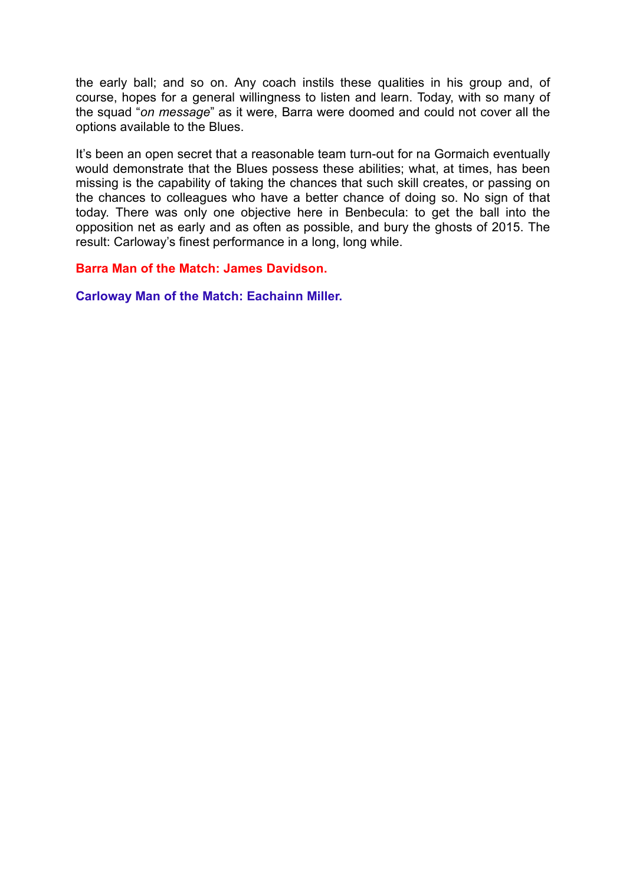the early ball; and so on. Any coach instils these qualities in his group and, of course, hopes for a general willingness to listen and learn. Today, with so many of the squad "*on message*" as it were, Barra were doomed and could not cover all the options available to the Blues.

It's been an open secret that a reasonable team turn-out for na Gormaich eventually would demonstrate that the Blues possess these abilities; what, at times, has been missing is the capability of taking the chances that such skill creates, or passing on the chances to colleagues who have a better chance of doing so. No sign of that today. There was only one objective here in Benbecula: to get the ball into the opposition net as early and as often as possible, and bury the ghosts of 2015. The result: Carloway's finest performance in a long, long while.

**Barra Man of the Match: James Davidson.**

**Carloway Man of the Match: Eachainn Miller.**